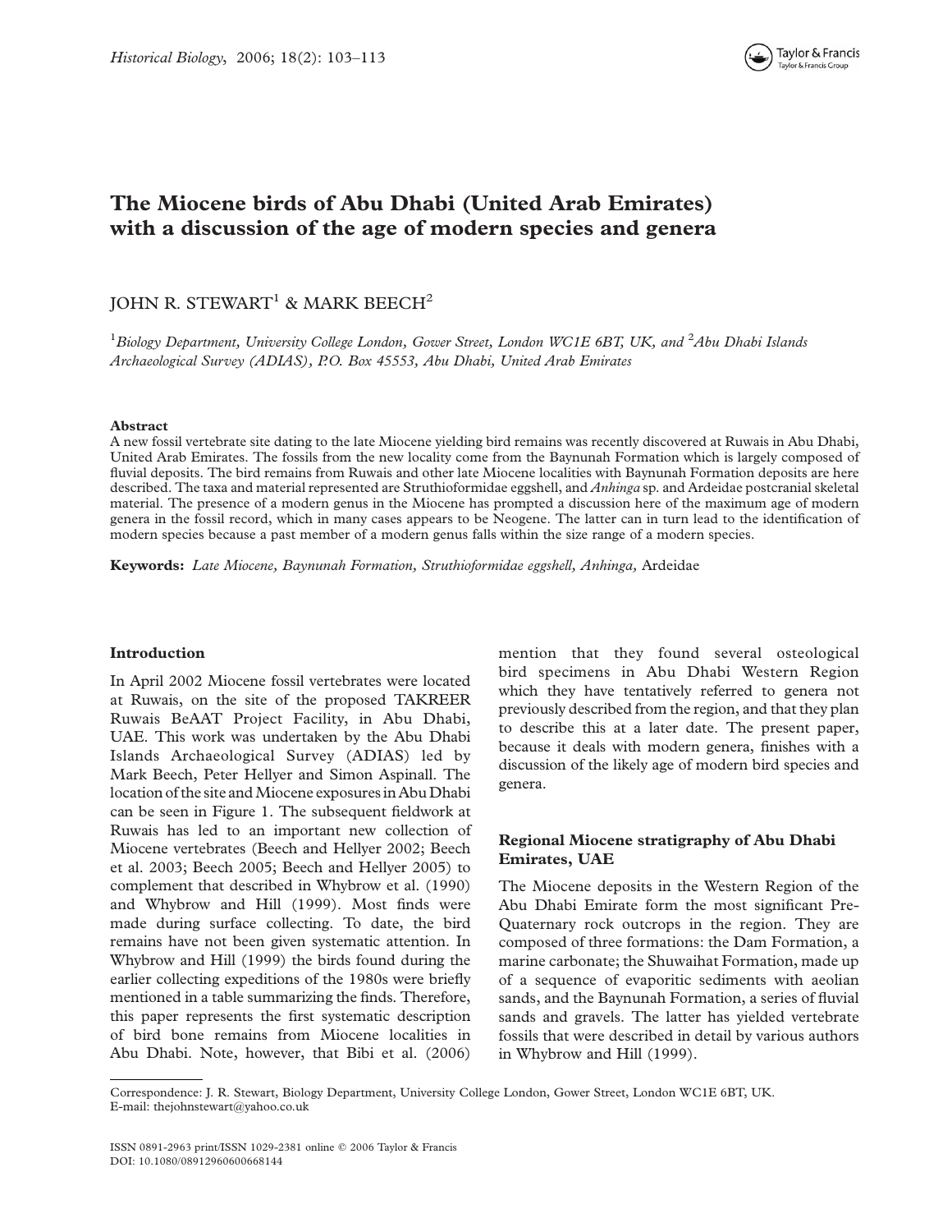# The Miocene birds of Abu Dhabi (United Arab Emirates) with a discussion of the age of modern species and genera

JOHN R. STEWART[1] & MARK BEECH[2]

[1]*Biology Department, University College London, Gower Street, London WC1E 6BT, UK, and* [2]*Abu Dhabi Islands Archaeological Survey (ADIAS), P.O. Box 45553, Abu Dhabi, United Arab Emirates*

**Abstract**

A new fossil vertebrate site dating to the late Miocene yielding bird remains was recently discovered at Ruwais in Abu Dhabi, United Arab Emirates. The fossils from the new locality come from the Baynunah Formation which is largely composed of fluvial deposits. The bird remains from Ruwais and other late Miocene localities with Baynunah Formation deposits are here described. The taxa and material represented are Struthioformidae eggshell, and *Anhinga* sp. and Ardeidae postcranial skeletal material. The presence of a modern genus in the Miocene has prompted a discussion here of the maximum age of modern genera in the fossil record, which in many cases appears to be Neogene. The latter can in turn lead to the identification of modern species because a past member of a modern genus falls within the size range of a modern species.

**Keywords:** *Late Miocene, Baynunah Formation, Struthioformidae eggshell, Anhinga,* Ardeidae

## Introduction

In April 2002 Miocene fossil vertebrates were located at Ruwais, on the site of the proposed TAKREER Ruwais BeAAT Project Facility, in Abu Dhabi, UAE. This work was undertaken by the Abu Dhabi Islands Archaeological Survey (ADIAS) led by Mark Beech, Peter Hellyer and Simon Aspinall. The location of the site and Miocene exposures in Abu Dhabi can be seen in Figure 1. The subsequent fieldwork at Ruwais has led to an important new collection of Miocene vertebrates (Beech and Hellyer 2002; Beech et al. 2003; Beech 2005; Beech and Hellyer 2005) to complement that described in Whybrow et al. (1990) and Whybrow and Hill (1999). Most finds were made during surface collecting. To date, the bird remains have not been given systematic attention. In Whybrow and Hill (1999) the birds found during the earlier collecting expeditions of the 1980s were briefly mentioned in a table summarizing the finds. Therefore, this paper represents the first systematic description of bird bone remains from Miocene localities in Abu Dhabi. Note, however, that Bibi et al. (2006) mention that they found several osteological bird specimens in Abu Dhabi Western Region which they have tentatively referred to genera not previously described from the region, and that they plan to describe this at a later date. The present paper, because it deals with modern genera, finishes with a discussion of the likely age of modern bird species and genera.

## Regional Miocene stratigraphy of Abu Dhabi Emirates, UAE

The Miocene deposits in the Western Region of the Abu Dhabi Emirate form the most significant Pre-Quaternary rock outcrops in the region. They are composed of three formations: the Dam Formation, a marine carbonate; the Shuwaihat Formation, made up of a sequence of evaporitic sediments with aeolian sands, and the Baynunah Formation, a series of fluvial sands and gravels. The latter has yielded vertebrate fossils that were described in detail by various authors in Whybrow and Hill (1999).

Correspondence: J. R. Stewart, Biology Department, University College London, Gower Street, London WC1E 6BT, UK.
E-mail: thejohnstewart@yahoo.co.uk

ISSN 0891-2963 print/ISSN 1029-2381 online © 2006 Taylor & Francis
DOI: 10.1080/08912960600668144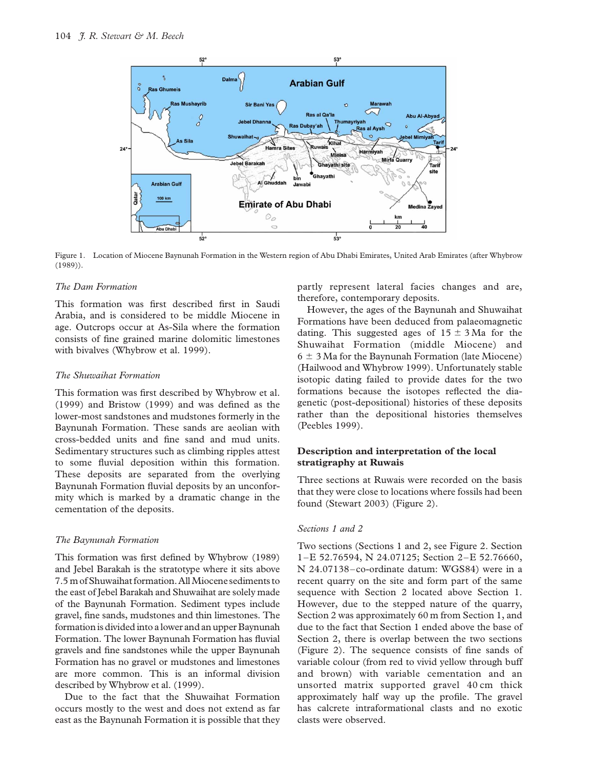Figure 1. Location of Miocene Baynunah Formation in the Western region of Abu Dhabi Emirates, United Arab Emirates (after Whybrow (1989)).

### *The Dam Formation*

This formation was first described first in Saudi Arabia, and is considered to be middle Miocene in age. Outcrops occur at As-Sila where the formation consists of fine grained marine dolomitic limestones with bivalves (Whybrow et al. 1999).

### *The Shuwaihat Formation*

This formation was first described by Whybrow et al. (1999) and Bristow (1999) and was defined as the lower-most sandstones and mudstones formerly in the Baynunah Formation. These sands are aeolian with cross-bedded units and fine sand and mud units. Sedimentary structures such as climbing ripples attest to some fluvial deposition within this formation. These deposits are separated from the overlying Baynunah Formation fluvial deposits by an unconformity which is marked by a dramatic change in the cementation of the deposits.

### *The Baynunah Formation*

This formation was first defined by Whybrow (1989) and Jebel Barakah is the stratotype where it sits above 7.5 m of Shuwaihat formation. All Miocene sediments to the east of Jebel Barakah and Shuwaihat are solely made of the Baynunah Formation. Sediment types include gravel, fine sands, mudstones and thin limestones. The formation is divided into a lower and an upper Baynunah Formation. The lower Baynunah Formation has fluvial gravels and fine sandstones while the upper Baynunah Formation has no gravel or mudstones and limestones are more common. This is an informal division described by Whybrow et al. (1999).

Due to the fact that the Shuwaihat Formation occurs mostly to the west and does not extend as far east as the Baynunah Formation it is possible that they partly represent lateral facies changes and are, therefore, contemporary deposits.

However, the ages of the Baynunah and Shuwaihat Formations have been deduced from palaeomagnetic dating. This suggested ages of $15 \pm 3$ Ma for the Shuwaihat Formation (middle Miocene) and $6 \pm 3$ Ma for the Baynunah Formation (late Miocene) (Hailwood and Whybrow 1999). Unfortunately stable isotopic dating failed to provide dates for the two formations because the isotopes reflected the diagenetic (post-depositional) histories of these deposits rather than the depositional histories themselves (Peebles 1999).

## Description and interpretation of the local stratigraphy at Ruwais

Three sections at Ruwais were recorded on the basis that they were close to locations where fossils had been found (Stewart 2003) (Figure 2).

### *Sections 1 and 2*

Two sections (Sections 1 and 2, see Figure 2. Section 1–E 52.76594, N 24.07125; Section 2–E 52.76660, N 24.07138–co-ordinate datum: WGS84) were in a recent quarry on the site and form part of the same sequence with Section 2 located above Section 1. However, due to the stepped nature of the quarry, Section 2 was approximately 60 m from Section 1, and due to the fact that Section 1 ended above the base of Section 2, there is overlap between the two sections (Figure 2). The sequence consists of fine sands of variable colour (from red to vivid yellow through buff and brown) with variable cementation and an unsorted matrix supported gravel 40 cm thick approximately half way up the profile. The gravel has calcrete intraformational clasts and no exotic clasts were observed.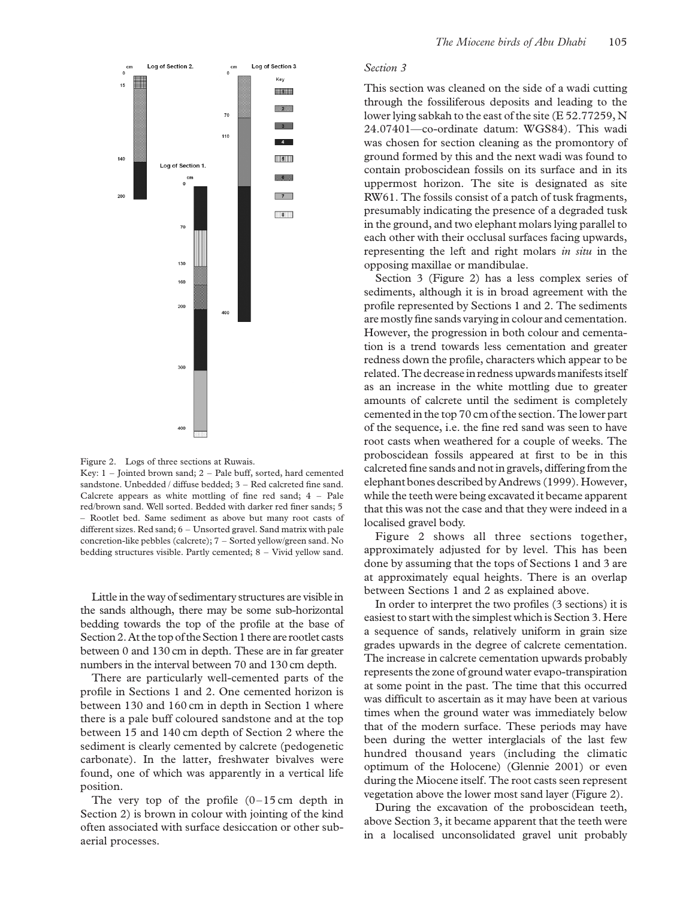Figure 2. Logs of three sections at Ruwais.
Key: 1 – Jointed brown sand; 2 – Pale buff, sorted, hard cemented sandstone. Unbedded / diffuse bedded; 3 – Red calcreted fine sand. Calcrete appears as white mottling of fine red sand; 4 – Pale red/brown sand. Well sorted. Bedded with darker red finer sands; 5 – Rootlet bed. Same sediment as above but many root casts of different sizes. Red sand; 6 – Unsorted gravel. Sand matrix with pale concretion-like pebbles (calcrete); 7 – Sorted yellow/green sand. No bedding structures visible. Partly cemented; 8 – Vivid yellow sand.

Little in the way of sedimentary structures are visible in the sands although, there may be some sub-horizontal bedding towards the top of the profile at the base of Section 2. At the top of the Section 1 there are rootlet casts between 0 and 130 cm in depth. These are in far greater numbers in the interval between 70 and 130 cm depth.

There are particularly well-cemented parts of the profile in Sections 1 and 2. One cemented horizon is between 130 and 160 cm in depth in Section 1 where there is a pale buff coloured sandstone and at the top between 15 and 140 cm depth of Section 2 where the sediment is clearly cemented by calcrete (pedogenetic carbonate). In the latter, freshwater bivalves were found, one of which was apparently in a vertical life position.

The very top of the profile (0–15 cm depth in Section 2) is brown in colour with jointing of the kind often associated with surface desiccation or other sub-aerial processes.

### *Section 3*

This section was cleaned on the side of a wadi cutting through the fossiliferous deposits and leading to the lower lying sabkah to the east of the site (E 52.77259, N 24.07401—co-ordinate datum: WGS84). This wadi was chosen for section cleaning as the promontory of ground formed by this and the next wadi was found to contain proboscidean fossils on its surface and in its uppermost horizon. The site is designated as site RW61. The fossils consist of a patch of tusk fragments, presumably indicating the presence of a degraded tusk in the ground, and two elephant molars lying parallel to each other with their occlusal surfaces facing upwards, representing the left and right molars *in situ* in the opposing maxillae or mandibulae.

Section 3 (Figure 2) has a less complex series of sediments, although it is in broad agreement with the profile represented by Sections 1 and 2. The sediments are mostly fine sands varying in colour and cementation. However, the progression in both colour and cementation is a trend towards less cementation and greater redness down the profile, characters which appear to be related. The decrease in redness upwards manifests itself as an increase in the white mottling due to greater amounts of calcrete until the sediment is completely cemented in the top 70 cm of the section. The lower part of the sequence, i.e. the fine red sand was seen to have root casts when weathered for a couple of weeks. The proboscidean fossils appeared at first to be in this calcreted fine sands and not in gravels, differing from the elephant bones described by Andrews (1999). However, while the teeth were being excavated it became apparent that this was not the case and that they were indeed in a localised gravel body.

Figure 2 shows all three sections together, approximately adjusted for by level. This has been done by assuming that the tops of Sections 1 and 3 are at approximately equal heights. There is an overlap between Sections 1 and 2 as explained above.

In order to interpret the two profiles (3 sections) it is easiest to start with the simplest which is Section 3. Here a sequence of sands, relatively uniform in grain size grades upwards in the degree of calcrete cementation. The increase in calcrete cementation upwards probably represents the zone of ground water evapo-transpiration at some point in the past. The time that this occurred was difficult to ascertain as it may have been at various times when the ground water was immediately below that of the modern surface. These periods may have been during the wetter interglacials of the last few hundred thousand years (including the climatic optimum of the Holocene) (Glennie 2001) or even during the Miocene itself. The root casts seen represent vegetation above the lower most sand layer (Figure 2).

During the excavation of the proboscidean teeth, above Section 3, it became apparent that the teeth were in a localised unconsolidated gravel unit probably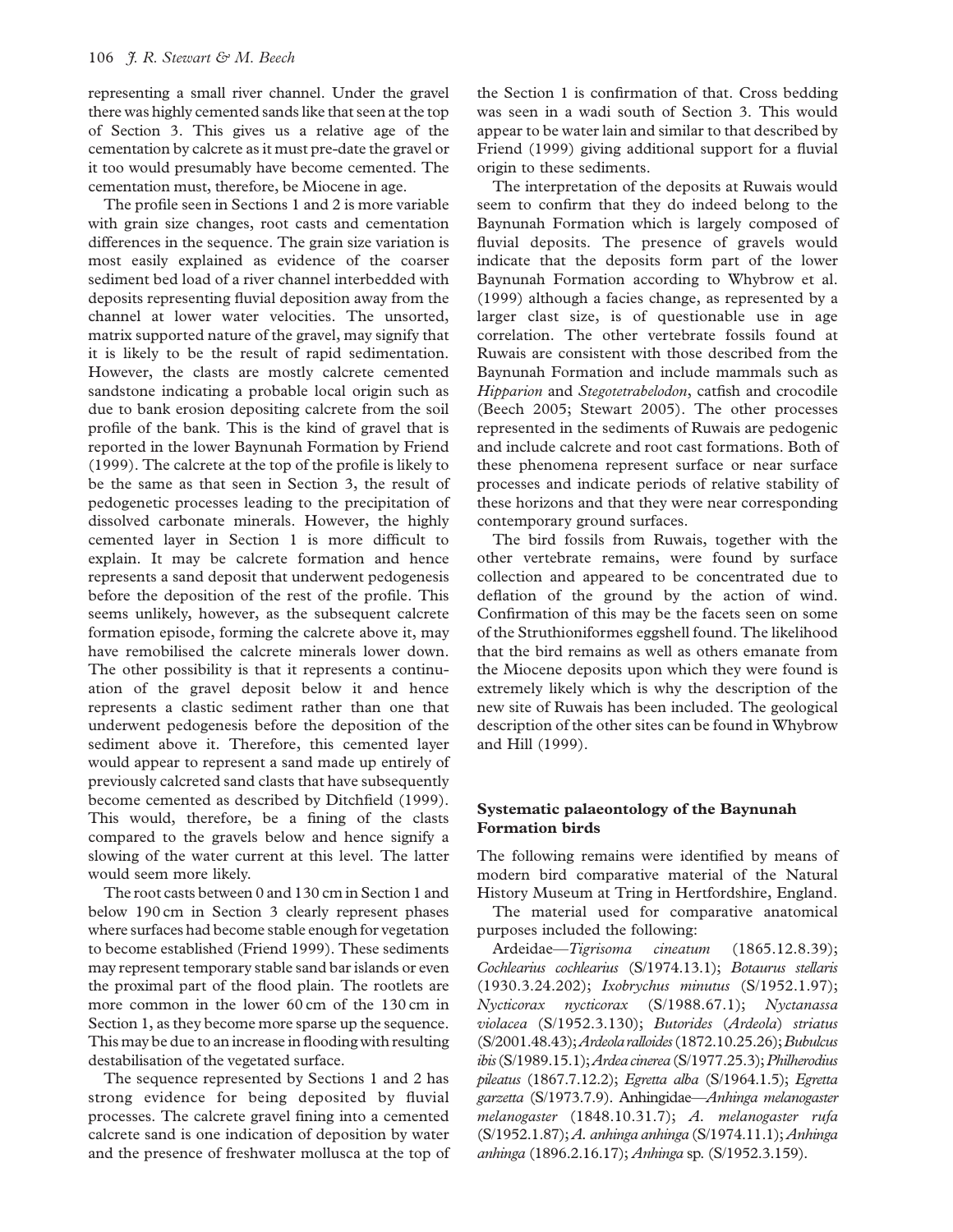representing a small river channel. Under the gravel there was highly cemented sands like that seen at the top of Section 3. This gives us a relative age of the cementation by calcrete as it must pre-date the gravel or it too would presumably have become cemented. The cementation must, therefore, be Miocene in age.

The profile seen in Sections 1 and 2 is more variable with grain size changes, root casts and cementation differences in the sequence. The grain size variation is most easily explained as evidence of the coarser sediment bed load of a river channel interbedded with deposits representing fluvial deposition away from the channel at lower water velocities. The unsorted, matrix supported nature of the gravel, may signify that it is likely to be the result of rapid sedimentation. However, the clasts are mostly calcrete cemented sandstone indicating a probable local origin such as due to bank erosion depositing calcrete from the soil profile of the bank. This is the kind of gravel that is reported in the lower Baynunah Formation by Friend (1999). The calcrete at the top of the profile is likely to be the same as that seen in Section 3, the result of pedogenetic processes leading to the precipitation of dissolved carbonate minerals. However, the highly cemented layer in Section 1 is more difficult to explain. It may be calcrete formation and hence represents a sand deposit that underwent pedogenesis before the deposition of the rest of the profile. This seems unlikely, however, as the subsequent calcrete formation episode, forming the calcrete above it, may have remobilised the calcrete minerals lower down. The other possibility is that it represents a continuation of the gravel deposit below it and hence represents a clastic sediment rather than one that underwent pedogenesis before the deposition of the sediment above it. Therefore, this cemented layer would appear to represent a sand made up entirely of previously calcreted sand clasts that have subsequently become cemented as described by Ditchfield (1999). This would, therefore, be a fining of the clasts compared to the gravels below and hence signify a slowing of the water current at this level. The latter would seem more likely.

The root casts between 0 and 130 cm in Section 1 and below 190 cm in Section 3 clearly represent phases where surfaces had become stable enough for vegetation to become established (Friend 1999). These sediments may represent temporary stable sand bar islands or even the proximal part of the flood plain. The rootlets are more common in the lower 60 cm of the 130 cm in Section 1, as they become more sparse up the sequence. This may be due to an increase in flooding with resulting destabilisation of the vegetated surface.

The sequence represented by Sections 1 and 2 has strong evidence for being deposited by fluvial processes. The calcrete gravel fining into a cemented calcrete sand is one indication of deposition by water and the presence of freshwater mollusca at the top of the Section 1 is confirmation of that. Cross bedding was seen in a wadi south of Section 3. This would appear to be water lain and similar to that described by Friend (1999) giving additional support for a fluvial origin to these sediments.

The interpretation of the deposits at Ruwais would seem to confirm that they do indeed belong to the Baynunah Formation which is largely composed of fluvial deposits. The presence of gravels would indicate that the deposits form part of the lower Baynunah Formation according to Whybrow et al. (1999) although a facies change, as represented by a larger clast size, is of questionable use in age correlation. The other vertebrate fossils found at Ruwais are consistent with those described from the Baynunah Formation and include mammals such as *Hipparion* and *Stegotetrabelodon*, catfish and crocodile (Beech 2005; Stewart 2005). The other processes represented in the sediments of Ruwais are pedogenic and include calcrete and root cast formations. Both of these phenomena represent surface or near surface processes and indicate periods of relative stability of these horizons and that they were near corresponding contemporary ground surfaces.

The bird fossils from Ruwais, together with the other vertebrate remains, were found by surface collection and appeared to be concentrated due to deflation of the ground by the action of wind. Confirmation of this may be the facets seen on some of the Struthioniformes eggshell found. The likelihood that the bird remains as well as others emanate from the Miocene deposits upon which they were found is extremely likely which is why the description of the new site of Ruwais has been included. The geological description of the other sites can be found in Whybrow and Hill (1999).

## Systematic palaeontology of the Baynunah Formation birds

The following remains were identified by means of modern bird comparative material of the Natural History Museum at Tring in Hertfordshire, England.

The material used for comparative anatomical purposes included the following:

Ardeidae—*Tigrisoma cineatum* (1865.12.8.39); *Cochlearius cochlearius* (S/1974.13.1); *Botaurus stellaris* (1930.3.24.202); *Ixobrychus minutus* (S/1952.1.97); *Nycticorax nycticorax* (S/1988.67.1); *Nyctanassa violacea* (S/1952.3.130); *Butorides* (*Ardeola*) *striatus* (S/2001.48.43); *Ardeola ralloides* (1872.10.25.26); *Bubulcus ibis* (S/1989.15.1); *Ardea cinerea* (S/1977.25.3); *Philherodius pileatus* (1867.7.12.2); *Egretta alba* (S/1964.1.5); *Egretta garzetta* (S/1973.7.9). Anhingidae—*Anhinga melanogaster melanogaster* (1848.10.31.7); *A. melanogaster rufa* (S/1952.1.87); *A. anhinga anhinga* (S/1974.11.1); *Anhinga anhinga* (1896.2.16.17); *Anhinga* sp. (S/1952.3.159).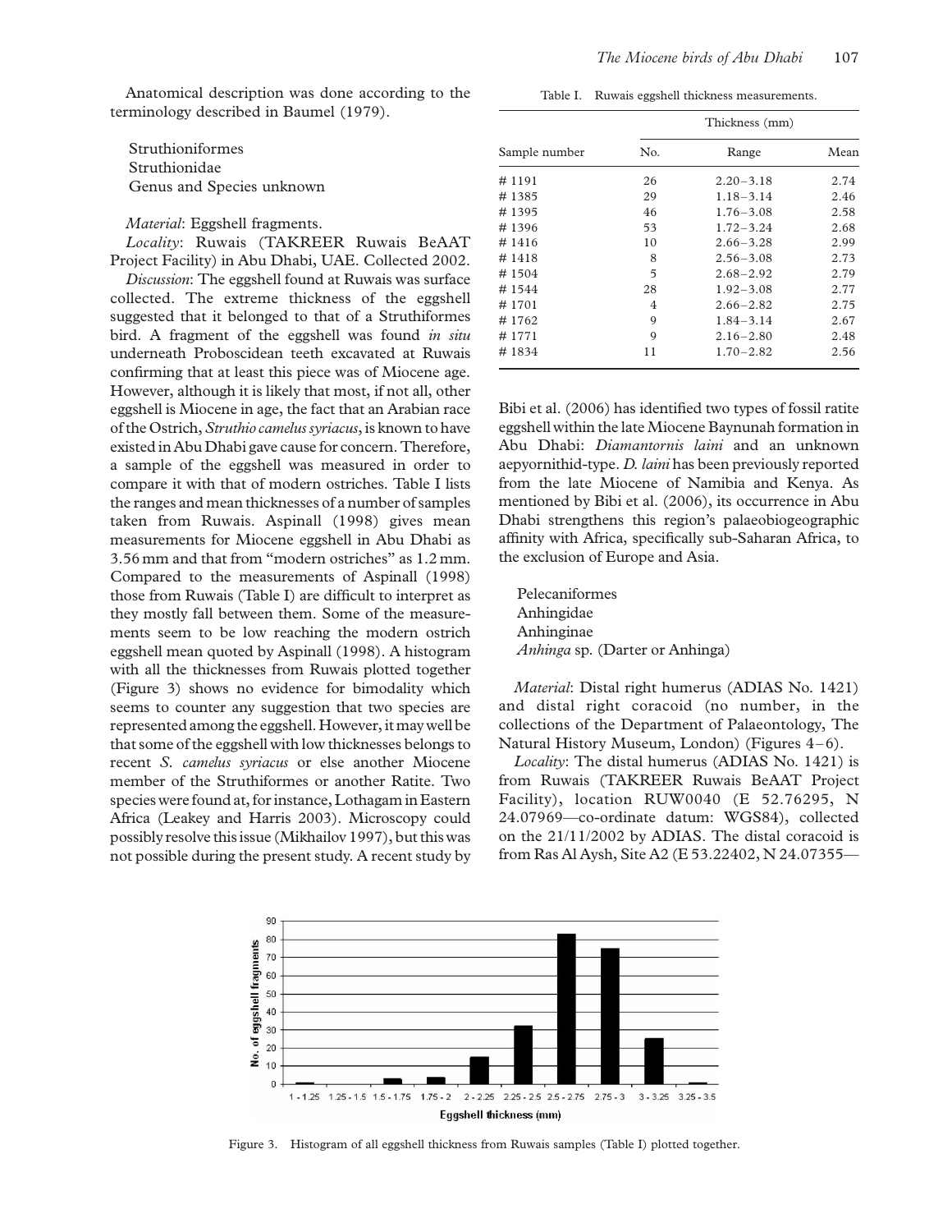Anatomical description was done according to the terminology described in Baumel (1979).

Struthioniformes
Struthionidae
Genus and Species unknown

*Material*: Eggshell fragments.

*Locality*: Ruwais (TAKREER Ruwais BeAAT Project Facility) in Abu Dhabi, UAE. Collected 2002.

*Discussion*: The eggshell found at Ruwais was surface collected. The extreme thickness of the eggshell suggested that it belonged to that of a Struthiformes bird. A fragment of the eggshell was found *in situ* underneath Proboscidean teeth excavated at Ruwais confirming that at least this piece was of Miocene age. However, although it is likely that most, if not all, other eggshell is Miocene in age, the fact that an Arabian race of the Ostrich, *Struthio camelus syriacus*, is known to have existed in Abu Dhabi gave cause for concern. Therefore, a sample of the eggshell was measured in order to compare it with that of modern ostriches. Table I lists the ranges and mean thicknesses of a number of samples taken from Ruwais. Aspinall (1998) gives mean measurements for Miocene eggshell in Abu Dhabi as 3.56 mm and that from "modern ostriches" as 1.2 mm. Compared to the measurements of Aspinall (1998) those from Ruwais (Table I) are difficult to interpret as they mostly fall between them. Some of the measurements seem to be low reaching the modern ostrich eggshell mean quoted by Aspinall (1998). A histogram with all the thicknesses from Ruwais plotted together (Figure 3) shows no evidence for bimodality which seems to counter any suggestion that two species are represented among the eggshell. However, it may well be that some of the eggshell with low thicknesses belongs to recent *S. camelus syriacus* or else another Miocene member of the Struthiformes or another Ratite. Two species were found at, for instance, Lothagam in Eastern Africa (Leakey and Harris 2003). Microscopy could possibly resolve this issue (Mikhailov 1997), but this was not possible during the present study. A recent study by Bibi et al. (2006) has identified two types of fossil ratite eggshell within the late Miocene Baynunah formation in Abu Dhabi: *Diamantornis laini* and an unknown aepyornithid-type. *D. laini* has been previously reported from the late Miocene of Namibia and Kenya. As mentioned by Bibi et al. (2006), its occurrence in Abu Dhabi strengthens this region's palaeobiogeographic affinity with Africa, specifically sub-Saharan Africa, to the exclusion of Europe and Asia.

Table I. Ruwais eggshell thickness measurements.

| | Thickness (mm) | | |
|---|---|---|---|
| Sample number | No. | Range | Mean |
| # 1191 | 26 | 2.20–3.18 | 2.74 |
| # 1385 | 29 | 1.18–3.14 | 2.46 |
| # 1395 | 46 | 1.76–3.08 | 2.58 |
| # 1396 | 53 | 1.72–3.24 | 2.68 |
| # 1416 | 10 | 2.66–3.28 | 2.99 |
| # 1418 | 8 | 2.56–3.08 | 2.73 |
| # 1504 | 5 | 2.68–2.92 | 2.79 |
| # 1544 | 28 | 1.92–3.08 | 2.77 |
| # 1701 | 4 | 2.66–2.82 | 2.75 |
| # 1762 | 9 | 1.84–3.14 | 2.67 |
| # 1771 | 9 | 2.16–2.80 | 2.48 |
| # 1834 | 11 | 1.70–2.82 | 2.56 |

Pelecaniformes
Anhingidae
Anhinginae
*Anhinga* sp. (Darter or Anhinga)

*Material*: Distal right humerus (ADIAS No. 1421) and distal right coracoid (no number, in the collections of the Department of Palaeontology, The Natural History Museum, London) (Figures 4–6).

*Locality*: The distal humerus (ADIAS No. 1421) is from Ruwais (TAKREER Ruwais BeAAT Project Facility), location RUW0040 (E 52.76295, N 24.07969—co-ordinate datum: WGS84), collected on the 21/11/2002 by ADIAS. The distal coracoid is from Ras Al Aysh, Site A2 (E 53.22402, N 24.07355—

Figure 3. Histogram of all eggshell thickness from Ruwais samples (Table I) plotted together.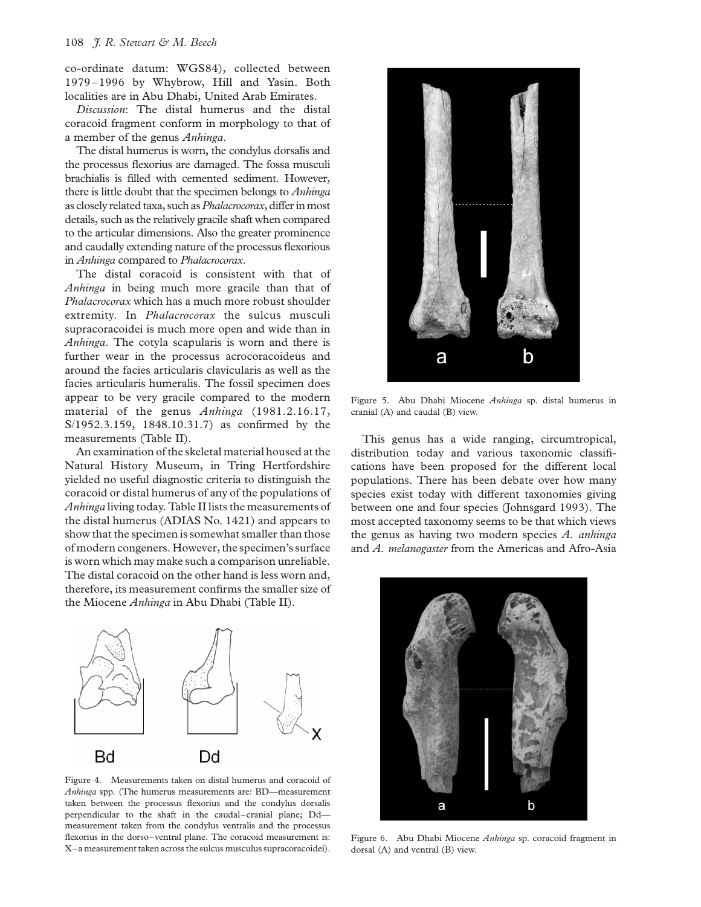co-ordinate datum: WGS84), collected between 1979–1996 by Whybrow, Hill and Yasin. Both localities are in Abu Dhabi, United Arab Emirates.

*Discussion*: The distal humerus and the distal coracoid fragment conform in morphology to that of a member of the genus *Anhinga*.

The distal humerus is worn, the condylus dorsalis and the processus flexorius are damaged. The fossa musculi brachialis is filled with cemented sediment. However, there is little doubt that the specimen belongs to *Anhinga* as closely related taxa, such as *Phalacrocorax*, differ in most details, such as the relatively gracile shaft when compared to the articular dimensions. Also the greater prominence and caudally extending nature of the processus flexorious in *Anhinga* compared to *Phalacrocorax*.

The distal coracoid is consistent with that of *Anhinga* in being much more gracile than that of *Phalacrocorax* which has a much more robust shoulder extremity. In *Phalacrocorax* the sulcus musculi supracoracoidei is much more open and wide than in *Anhinga*. The cotyla scapularis is worn and there is further wear in the processus acrocoracoideus and around the facies articularis clavicularis as well as the facies articularis humeralis. The fossil specimen does appear to be very gracile compared to the modern material of the genus *Anhinga* (1981.2.16.17, S/1952.3.159, 1848.10.31.7) as confirmed by the measurements (Table II).

An examination of the skeletal material housed at the Natural History Museum, in Tring Hertfordshire yielded no useful diagnostic criteria to distinguish the coracoid or distal humerus of any of the populations of *Anhinga* living today. Table II lists the measurements of the distal humerus (ADIAS No. 1421) and appears to show that the specimen is somewhat smaller than those of modern congeners. However, the specimen's surface is worn which may make such a comparison unreliable. The distal coracoid on the other hand is less worn and, therefore, its measurement confirms the smaller size of the Miocene *Anhinga* in Abu Dhabi (Table II).

Figure 4. Measurements taken on distal humerus and coracoid of *Anhinga* spp. (The humerus measurements are: BD—measurement taken between the processus flexorius and the condylus dorsalis perpendicular to the shaft in the caudal–cranial plane; Dd—measurement taken from the condylus ventralis and the processus flexorius in the dorso–ventral plane. The coracoid measurement is: X–a measurement taken across the sulcus musculus supracoracoidei).

Figure 5. Abu Dhabi Miocene *Anhinga* sp. distal humerus in cranial (A) and caudal (B) view.

This genus has a wide ranging, circumtropical, distribution today and various taxonomic classifications have been proposed for the different local populations. There has been debate over how many species exist today with different taxonomies giving between one and four species (Johnsgard 1993). The most accepted taxonomy seems to be that which views the genus as having two modern species *A. anhinga* and *A. melanogaster* from the Americas and Afro-Asia

Figure 6. Abu Dhabi Miocene *Anhinga* sp. coracoid fragment in dorsal (A) and ventral (B) view.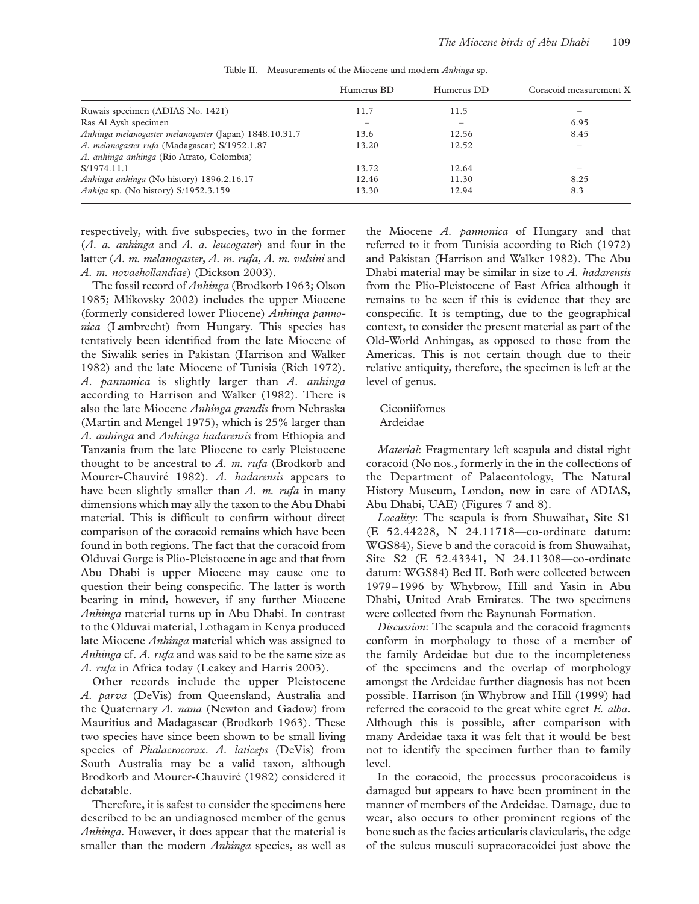Table II. Measurements of the Miocene and modern *Anhinga* sp.

| | Humerus BD | Humerus DD | Coracoid measurement X |
|---|---|---|---|
| Ruwais specimen (ADIAS No. 1421) | 11.7 | 11.5 | – |
| Ras Al Aysh specimen | – | – | 6.95 |
| *Anhinga melanogaster melanogaster* (Japan) 1848.10.31.7 | 13.6 | 12.56 | 8.45 |
| *A. melanogaster rufa* (Madagascar) S/1952.1.87 | 13.20 | 12.52 | – |
| *A. anhinga anhinga* (Rio Atrato, Colombia) S/1974.11.1 | 13.72 | 12.64 | – |
| *Anhinga anhinga* (No history) 1896.2.16.17 | 12.46 | 11.30 | 8.25 |
| *Anhiga* sp. (No history) S/1952.3.159 | 13.30 | 12.94 | 8.3 |

respectively, with five subspecies, two in the former (*A. a. anhinga* and *A. a. leucogater*) and four in the latter (*A. m. melanogaster*, *A. m. rufa*, *A. m. vulsini* and *A. m. novaehollandiae*) (Dickson 2003).

The fossil record of *Anhinga* (Brodkorb 1963; Olson 1985; Mlíkovsky 2002) includes the upper Miocene (formerly considered lower Pliocene) *Anhinga pannonica* (Lambrecht) from Hungary. This species has tentatively been identified from the late Miocene of the Siwalik series in Pakistan (Harrison and Walker 1982) and the late Miocene of Tunisia (Rich 1972). *A. pannonica* is slightly larger than *A. anhinga* according to Harrison and Walker (1982). There is also the late Miocene *Anhinga grandis* from Nebraska (Martin and Mengel 1975), which is 25% larger than *A. anhinga* and *Anhinga hadarensis* from Ethiopia and Tanzania from the late Pliocene to early Pleistocene thought to be ancestral to *A. m. rufa* (Brodkorb and Mourer-Chauviré 1982). *A. hadarensis* appears to have been slightly smaller than *A. m. rufa* in many dimensions which may ally the taxon to the Abu Dhabi material. This is difficult to confirm without direct comparison of the coracoid remains which have been found in both regions. The fact that the coracoid from Olduvai Gorge is Plio-Pleistocene in age and that from Abu Dhabi is upper Miocene may cause one to question their being conspecific. The latter is worth bearing in mind, however, if any further Miocene *Anhinga* material turns up in Abu Dhabi. In contrast to the Olduvai material, Lothagam in Kenya produced late Miocene *Anhinga* material which was assigned to *Anhinga* cf. *A. rufa* and was said to be the same size as *A. rufa* in Africa today (Leakey and Harris 2003).

Other records include the upper Pleistocene *A. parva* (DeVis) from Queensland, Australia and the Quaternary *A. nana* (Newton and Gadow) from Mauritius and Madagascar (Brodkorb 1963). These two species have since been shown to be small living species of *Phalacrocorax*. *A. laticeps* (DeVis) from South Australia may be a valid taxon, although Brodkorb and Mourer-Chauviré (1982) considered it debatable.

Therefore, it is safest to consider the specimens here described to be an undiagnosed member of the genus *Anhinga*. However, it does appear that the material is smaller than the modern *Anhinga* species, as well as the Miocene *A. pannonica* of Hungary and that referred to it from Tunisia according to Rich (1972) and Pakistan (Harrison and Walker 1982). The Abu Dhabi material may be similar in size to *A. hadarensis* from the Plio-Pleistocene of East Africa although it remains to be seen if this is evidence that they are conspecific. It is tempting, due to the geographical context, to consider the present material as part of the Old-World Anhingas, as opposed to those from the Americas. This is not certain though due to their relative antiquity, therefore, the specimen is left at the level of genus.

Ciconiifomes

Ardeidae

*Material*: Fragmentary left scapula and distal right coracoid (No nos., formerly in the in the collections of the Department of Palaeontology, The Natural History Museum, London, now in care of ADIAS, Abu Dhabi, UAE) (Figures 7 and 8).

*Locality*: The scapula is from Shuwaihat, Site S1 (E 52.44228, N 24.11718—co-ordinate datum: WGS84), Sieve b and the coracoid is from Shuwaihat, Site S2 (E 52.43341, N 24.11308—co-ordinate datum: WGS84) Bed II. Both were collected between 1979–1996 by Whybrow, Hill and Yasin in Abu Dhabi, United Arab Emirates. The two specimens were collected from the Baynunah Formation.

*Discussion*: The scapula and the coracoid fragments conform in morphology to those of a member of the family Ardeidae but due to the incompleteness of the specimens and the overlap of morphology amongst the Ardeidae further diagnosis has not been possible. Harrison (in Whybrow and Hill (1999) had referred the coracoid to the great white egret *E. alba*. Although this is possible, after comparison with many Ardeidae taxa it was felt that it would be best not to identify the specimen further than to family level.

In the coracoid, the processus procoracoideus is damaged but appears to have been prominent in the manner of members of the Ardeidae. Damage, due to wear, also occurs to other prominent regions of the bone such as the facies articularis clavicularis, the edge of the sulcus musculi supracoracoidei just above the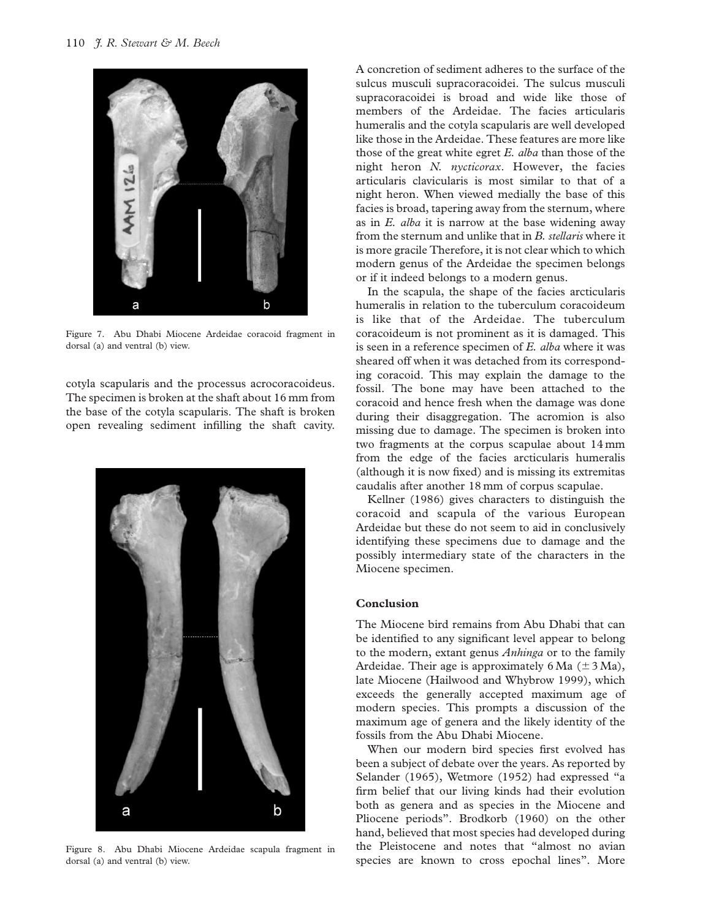Figure 7. Abu Dhabi Miocene Ardeidae coracoid fragment in dorsal (a) and ventral (b) view.

cotyla scapularis and the processus acrocoracoideus. The specimen is broken at the shaft about 16 mm from the base of the cotyla scapularis. The shaft is broken open revealing sediment infilling the shaft cavity.

Figure 8. Abu Dhabi Miocene Ardeidae scapula fragment in dorsal (a) and ventral (b) view.

A concretion of sediment adheres to the surface of the sulcus musculi supracoracoidei. The sulcus musculi supracoracoidei is broad and wide like those of members of the Ardeidae. The facies articularis humeralis and the cotyla scapularis are well developed like those in the Ardeidae. These features are more like those of the great white egret *E. alba* than those of the night heron *N. nycticorax*. However, the facies articularis clavicularis is most similar to that of a night heron. When viewed medially the base of this facies is broad, tapering away from the sternum, where as in *E. alba* it is narrow at the base widening away from the sternum and unlike that in *B. stellaris* where it is more gracile Therefore, it is not clear which to which modern genus of the Ardeidae the specimen belongs or if it indeed belongs to a modern genus.

In the scapula, the shape of the facies arcticularis humeralis in relation to the tuberculum coracoideum is like that of the Ardeidae. The tuberculum coracoideum is not prominent as it is damaged. This is seen in a reference specimen of *E. alba* where it was sheared off when it was detached from its corresponding coracoid. This may explain the damage to the fossil. The bone may have been attached to the coracoid and hence fresh when the damage was done during their disaggregation. The acromion is also missing due to damage. The specimen is broken into two fragments at the corpus scapulae about 14 mm from the edge of the facies arcticularis humeralis (although it is now fixed) and is missing its extremitas caudalis after another 18 mm of corpus scapulae.

Kellner (1986) gives characters to distinguish the coracoid and scapula of the various European Ardeidae but these do not seem to aid in conclusively identifying these specimens due to damage and the possibly intermediary state of the characters in the Miocene specimen.

## Conclusion

The Miocene bird remains from Abu Dhabi that can be identified to any significant level appear to belong to the modern, extant genus *Anhinga* or to the family Ardeidae. Their age is approximately 6 Ma ($\pm$ 3 Ma), late Miocene (Hailwood and Whybrow 1999), which exceeds the generally accepted maximum age of modern species. This prompts a discussion of the maximum age of genera and the likely identity of the fossils from the Abu Dhabi Miocene.

When our modern bird species first evolved has been a subject of debate over the years. As reported by Selander (1965), Wetmore (1952) had expressed "a firm belief that our living kinds had their evolution both as genera and as species in the Miocene and Pliocene periods". Brodkorb (1960) on the other hand, believed that most species had developed during the Pleistocene and notes that "almost no avian species are known to cross epochal lines". More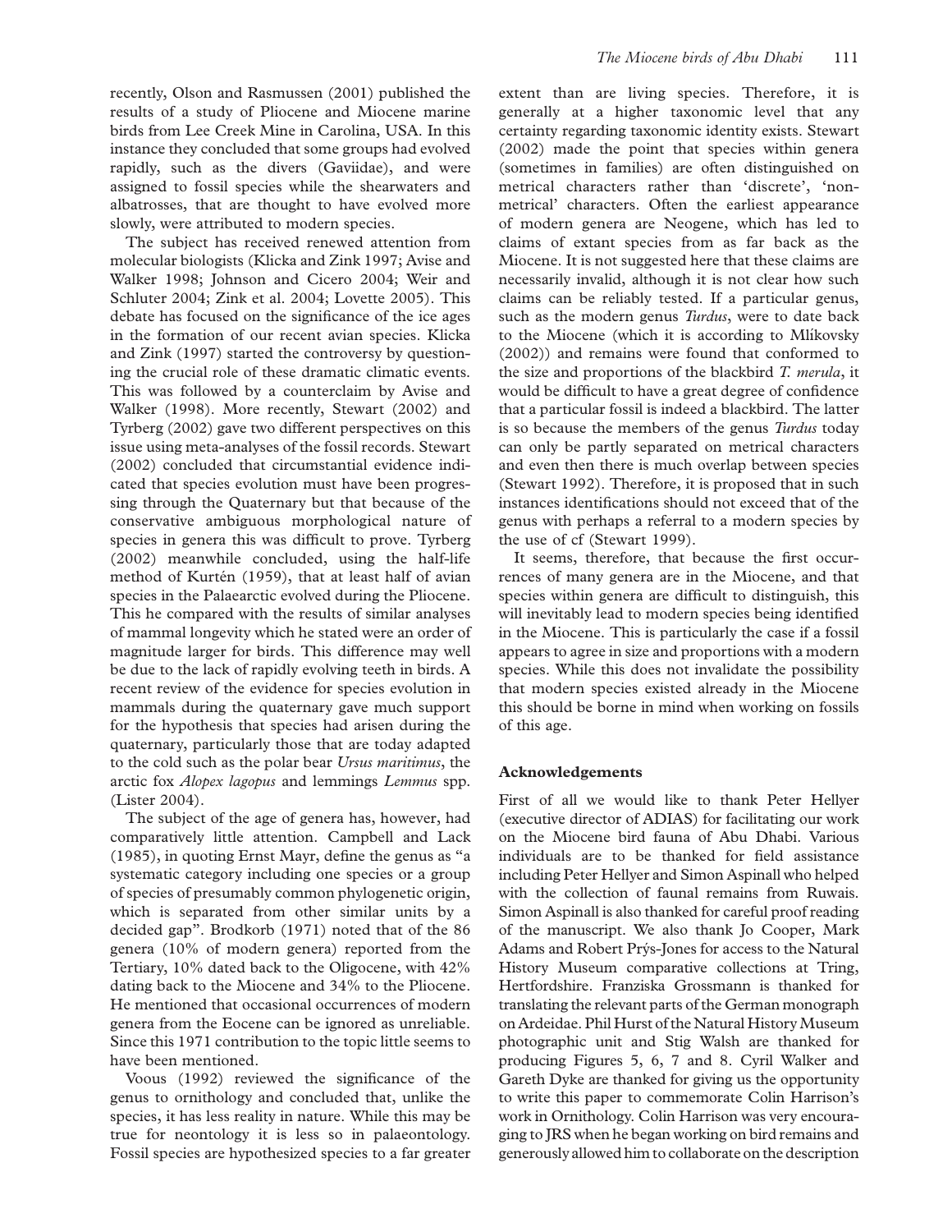recently, Olson and Rasmussen (2001) published the results of a study of Pliocene and Miocene marine birds from Lee Creek Mine in Carolina, USA. In this instance they concluded that some groups had evolved rapidly, such as the divers (Gaviidae), and were assigned to fossil species while the shearwaters and albatrosses, that are thought to have evolved more slowly, were attributed to modern species.

The subject has received renewed attention from molecular biologists (Klicka and Zink 1997; Avise and Walker 1998; Johnson and Cicero 2004; Weir and Schluter 2004; Zink et al. 2004; Lovette 2005). This debate has focused on the significance of the ice ages in the formation of our recent avian species. Klicka and Zink (1997) started the controversy by questioning the crucial role of these dramatic climatic events. This was followed by a counterclaim by Avise and Walker (1998). More recently, Stewart (2002) and Tyrberg (2002) gave two different perspectives on this issue using meta-analyses of the fossil records. Stewart (2002) concluded that circumstantial evidence indicated that species evolution must have been progressing through the Quaternary but that because of the conservative ambiguous morphological nature of species in genera this was difficult to prove. Tyrberg (2002) meanwhile concluded, using the half-life method of Kurtén (1959), that at least half of avian species in the Palaearctic evolved during the Pliocene. This he compared with the results of similar analyses of mammal longevity which he stated were an order of magnitude larger for birds. This difference may well be due to the lack of rapidly evolving teeth in birds. A recent review of the evidence for species evolution in mammals during the quaternary gave much support for the hypothesis that species had arisen during the quaternary, particularly those that are today adapted to the cold such as the polar bear *Ursus maritimus*, the arctic fox *Alopex lagopus* and lemmings *Lemmus* spp. (Lister 2004).

The subject of the age of genera has, however, had comparatively little attention. Campbell and Lack (1985), in quoting Ernst Mayr, define the genus as "a systematic category including one species or a group of species of presumably common phylogenetic origin, which is separated from other similar units by a decided gap". Brodkorb (1971) noted that of the 86 genera (10% of modern genera) reported from the Tertiary, 10% dated back to the Oligocene, with 42% dating back to the Miocene and 34% to the Pliocene. He mentioned that occasional occurrences of modern genera from the Eocene can be ignored as unreliable. Since this 1971 contribution to the topic little seems to have been mentioned.

Voous (1992) reviewed the significance of the genus to ornithology and concluded that, unlike the species, it has less reality in nature. While this may be true for neontology it is less so in palaeontology. Fossil species are hypothesized species to a far greater extent than are living species. Therefore, it is generally at a higher taxonomic level that any certainty regarding taxonomic identity exists. Stewart (2002) made the point that species within genera (sometimes in families) are often distinguished on metrical characters rather than 'discrete', 'non-metrical' characters. Often the earliest appearance of modern genera are Neogene, which has led to claims of extant species from as far back as the Miocene. It is not suggested here that these claims are necessarily invalid, although it is not clear how such claims can be reliably tested. If a particular genus, such as the modern genus *Turdus*, were to date back to the Miocene (which it is according to Mlíkovsky (2002)) and remains were found that conformed to the size and proportions of the blackbird *T. merula*, it would be difficult to have a great degree of confidence that a particular fossil is indeed a blackbird. The latter is so because the members of the genus *Turdus* today can only be partly separated on metrical characters and even then there is much overlap between species (Stewart 1992). Therefore, it is proposed that in such instances identifications should not exceed that of the genus with perhaps a referral to a modern species by the use of cf (Stewart 1999).

It seems, therefore, that because the first occurrences of many genera are in the Miocene, and that species within genera are difficult to distinguish, this will inevitably lead to modern species being identified in the Miocene. This is particularly the case if a fossil appears to agree in size and proportions with a modern species. While this does not invalidate the possibility that modern species existed already in the Miocene this should be borne in mind when working on fossils of this age.

## Acknowledgements

First of all we would like to thank Peter Hellyer (executive director of ADIAS) for facilitating our work on the Miocene bird fauna of Abu Dhabi. Various individuals are to be thanked for field assistance including Peter Hellyer and Simon Aspinall who helped with the collection of faunal remains from Ruwais. Simon Aspinall is also thanked for careful proof reading of the manuscript. We also thank Jo Cooper, Mark Adams and Robert Prŷs-Jones for access to the Natural History Museum comparative collections at Tring, Hertfordshire. Franziska Grossmann is thanked for translating the relevant parts of the German monograph on Ardeidae. Phil Hurst of the Natural History Museum photographic unit and Stig Walsh are thanked for producing Figures 5, 6, 7 and 8. Cyril Walker and Gareth Dyke are thanked for giving us the opportunity to write this paper to commemorate Colin Harrison's work in Ornithology. Colin Harrison was very encouraging to JRS when he began working on bird remains and generously allowed him to collaborate on the description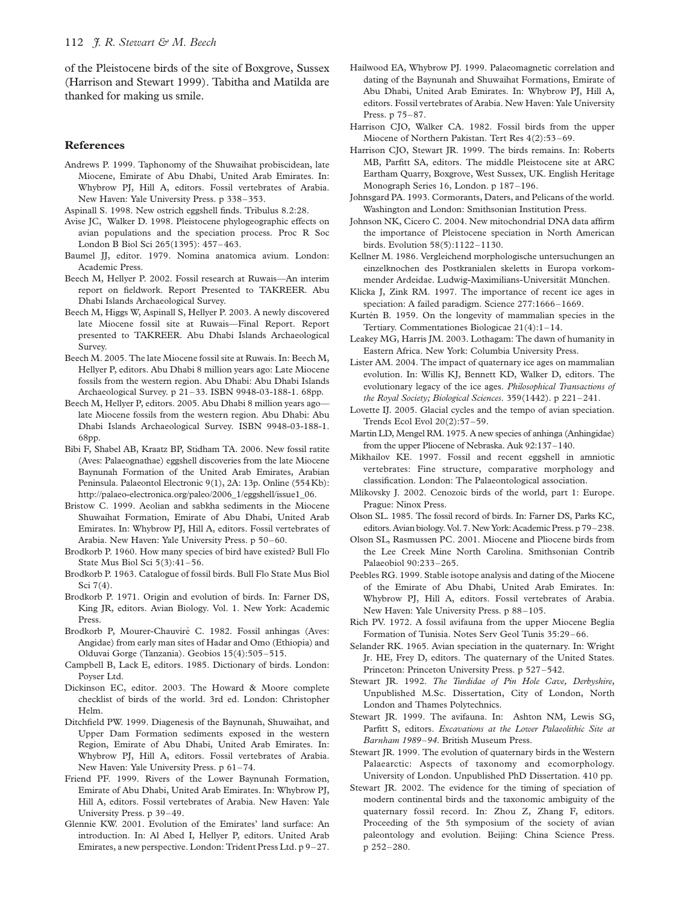of the Pleistocene birds of the site of Boxgrove, Sussex (Harrison and Stewart 1999). Tabitha and Matilda are thanked for making us smile.

## References

Andrews P. 1999. Taphonomy of the Shuwaihat probiscidean, late Miocene, Emirate of Abu Dhabi, United Arab Emirates. In: Whybrow PJ, Hill A, editors. Fossil vertebrates of Arabia. New Haven: Yale University Press. p 338–353.

Aspinall S. 1998. New ostrich eggshell finds. Tribulus 8.2:28.

Avise JC, Walker D. 1998. Pleistocene phylogeographic effects on avian populations and the speciation process. Proc R Soc London B Biol Sci 265(1395): 457–463.

Baumel JJ, editor. 1979. Nomina anatomica avium. London: Academic Press.

Beech M, Hellyer P. 2002. Fossil research at Ruwais—An interim report on fieldwork. Report Presented to TAKREER. Abu Dhabi Islands Archaeological Survey.

Beech M, Higgs W, Aspinall S, Hellyer P. 2003. A newly discovered late Miocene fossil site at Ruwais—Final Report. Report presented to TAKREER. Abu Dhabi Islands Archaeological Survey.

Beech M. 2005. The late Miocene fossil site at Ruwais. In: Beech M, Hellyer P, editors. Abu Dhabi 8 million years ago: Late Miocene fossils from the western region. Abu Dhabi: Abu Dhabi Islands Archaeological Survey. p 21–33. ISBN 9948-03-188-1. 68pp.

Beech M, Hellyer P, editors. 2005. Abu Dhabi 8 million years ago—late Miocene fossils from the western region. Abu Dhabi: Abu Dhabi Islands Archaeological Survey. ISBN 9948-03-188-1. 68pp.

Bibi F, Shabel AB, Kraatz BP, Stidham TA. 2006. New fossil ratite (Aves: Palaeognathae) eggshell discoveries from the late Miocene Baynunah Formation of the United Arab Emirates, Arabian Peninsula. Palaeontol Electronic 9(1), 2A: 13p. Online (554 Kb): http://palaeo-electronica.org/paleo/2006_1/eggshell/issue1_06.

Bristow C. 1999. Aeolian and sabkha sediments in the Miocene Shuwaihat Formation, Emirate of Abu Dhabi, United Arab Emirates. In: Whybrow PJ, Hill A, editors. Fossil vertebrates of Arabia. New Haven: Yale University Press. p 50–60.

Brodkorb P. 1960. How many species of bird have existed? Bull Flo State Mus Biol Sci 5(3):41–56.

Brodkorb P. 1963. Catalogue of fossil birds. Bull Flo State Mus Biol Sci 7(4).

Brodkorb P. 1971. Origin and evolution of birds. In: Farner DS, King JR, editors. Avian Biology. Vol. 1. New York: Academic Press.

Brodkorb P, Mourer-Chauviré C. 1982. Fossil anhingas (Aves: Angidae) from early man sites of Hadar and Omo (Ethiopia) and Olduvai Gorge (Tanzania). Geobios 15(4):505–515.

Campbell B, Lack E, editors. 1985. Dictionary of birds. London: Poyser Ltd.

Dickinson EC, editor. 2003. The Howard & Moore complete checklist of birds of the world. 3rd ed. London: Christopher Helm.

Ditchfield PW. 1999. Diagenesis of the Baynunah, Shuwaihat, and Upper Dam Formation sediments exposed in the western Region, Emirate of Abu Dhabi, United Arab Emirates. In: Whybrow PJ, Hill A, editors. Fossil vertebrates of Arabia. New Haven: Yale University Press. p 61–74.

Friend PF. 1999. Rivers of the Lower Baynunah Formation, Emirate of Abu Dhabi, United Arab Emirates. In: Whybrow PJ, Hill A, editors. Fossil vertebrates of Arabia. New Haven: Yale University Press. p 39–49.

Glennie KW. 2001. Evolution of the Emirates' land surface: An introduction. In: Al Abed I, Hellyer P, editors. United Arab Emirates, a new perspective. London: Trident Press Ltd. p 9–27.

Hailwood EA, Whybrow PJ. 1999. Palaeomagnetic correlation and dating of the Baynunah and Shuwaihat Formations, Emirate of Abu Dhabi, United Arab Emirates. In: Whybrow PJ, Hill A, editors. Fossil vertebrates of Arabia. New Haven: Yale University Press. p 75–87.

Harrison CJO, Walker CA. 1982. Fossil birds from the upper Miocene of Northern Pakistan. Tert Res 4(2):53–69.

Harrison CJO, Stewart JR. 1999. The birds remains. In: Roberts MB, Parfitt SA, editors. The middle Pleistocene site at ARC Eartham Quarry, Boxgrove, West Sussex, UK. English Heritage Monograph Series 16, London. p 187–196.

Johnsgard PA. 1993. Cormorants, Daters, and Pelicans of the world. Washington and London: Smithsonian Institution Press.

Johnson NK, Cicero C. 2004. New mitochondrial DNA data affirm the importance of Pleistocene speciation in North American birds. Evolution 58(5):1122–1130.

Kellner M. 1986. Vergleichend morphologische untersuchungen an einzelknochen des Postkranialen skeletts in Europa vorkommender Ardeidae. Ludwig-Maximilians-Universität München.

Klicka J, Zink RM. 1997. The importance of recent ice ages in speciation: A failed paradigm. Science 277:1666–1669.

Kurtén B. 1959. On the longevity of mammalian species in the Tertiary. Commentationes Biologicae 21(4):1–14.

Leakey MG, Harris JM. 2003. Lothagam: The dawn of humanity in Eastern Africa. New York: Columbia University Press.

Lister AM. 2004. The impact of quaternary ice ages on mammalian evolution. In: Willis KJ, Bennett KD, Walker D, editors. The evolutionary legacy of the ice ages. *Philosophical Transactions of the Royal Society; Biological Sciences*. 359(1442). p 221–241.

Lovette IJ. 2005. Glacial cycles and the tempo of avian speciation. Trends Ecol Evol 20(2):57–59.

Martin LD, Mengel RM. 1975. A new species of anhinga (Anhingidae) from the upper Pliocene of Nebraska. Auk 92:137–140.

Mikhailov KE. 1997. Fossil and recent eggshell in amniotic vertebrates: Fine structure, comparative morphology and classification. London: The Palaeontological association.

Mlíkovsky J. 2002. Cenozoic birds of the world, part 1: Europe. Prague: Ninox Press.

Olson SL. 1985. The fossil record of birds. In: Farner DS, Parks KC, editors. Avian biology. Vol. 7. New York: Academic Press. p 79–238.

Olson SL, Rasmussen PC. 2001. Miocene and Pliocene birds from the Lee Creek Mine North Carolina. Smithsonian Contrib Palaeobiol 90:233–265.

Peebles RG. 1999. Stable isotope analysis and dating of the Miocene of the Emirate of Abu Dhabi, United Arab Emirates. In: Whybrow PJ, Hill A, editors. Fossil vertebrates of Arabia. New Haven: Yale University Press. p 88–105.

Rich PV. 1972. A fossil avifauna from the upper Miocene Beglia Formation of Tunisia. Notes Serv Geol Tunis 35:29–66.

Selander RK. 1965. Avian speciation in the quaternary. In: Wright Jr. HE, Frey D, editors. The quaternary of the United States. Princeton: Princeton University Press. p 527–542.

Stewart JR. 1992. *The Turdidae of Pin Hole Cave, Derbyshire*, Unpublished M.Sc. Dissertation, City of London, North London and Thames Polytechnics.

Stewart JR. 1999. The avifauna. In: Ashton NM, Lewis SG, Parfitt S, editors. *Excavations at the Lower Palaeolithic Site at Barnham 1989–94.* British Museum Press.

Stewart JR. 1999. The evolution of quaternary birds in the Western Palaearctic: Aspects of taxonomy and ecomorphology. University of London. Unpublished PhD Dissertation. 410 pp.

Stewart JR. 2002. The evidence for the timing of speciation of modern continental birds and the taxonomic ambiguity of the quaternary fossil record. In: Zhou Z, Zhang F, editors. Proceeding of the 5th symposium of the society of avian paleontology and evolution. Beijing: China Science Press. p 252–280.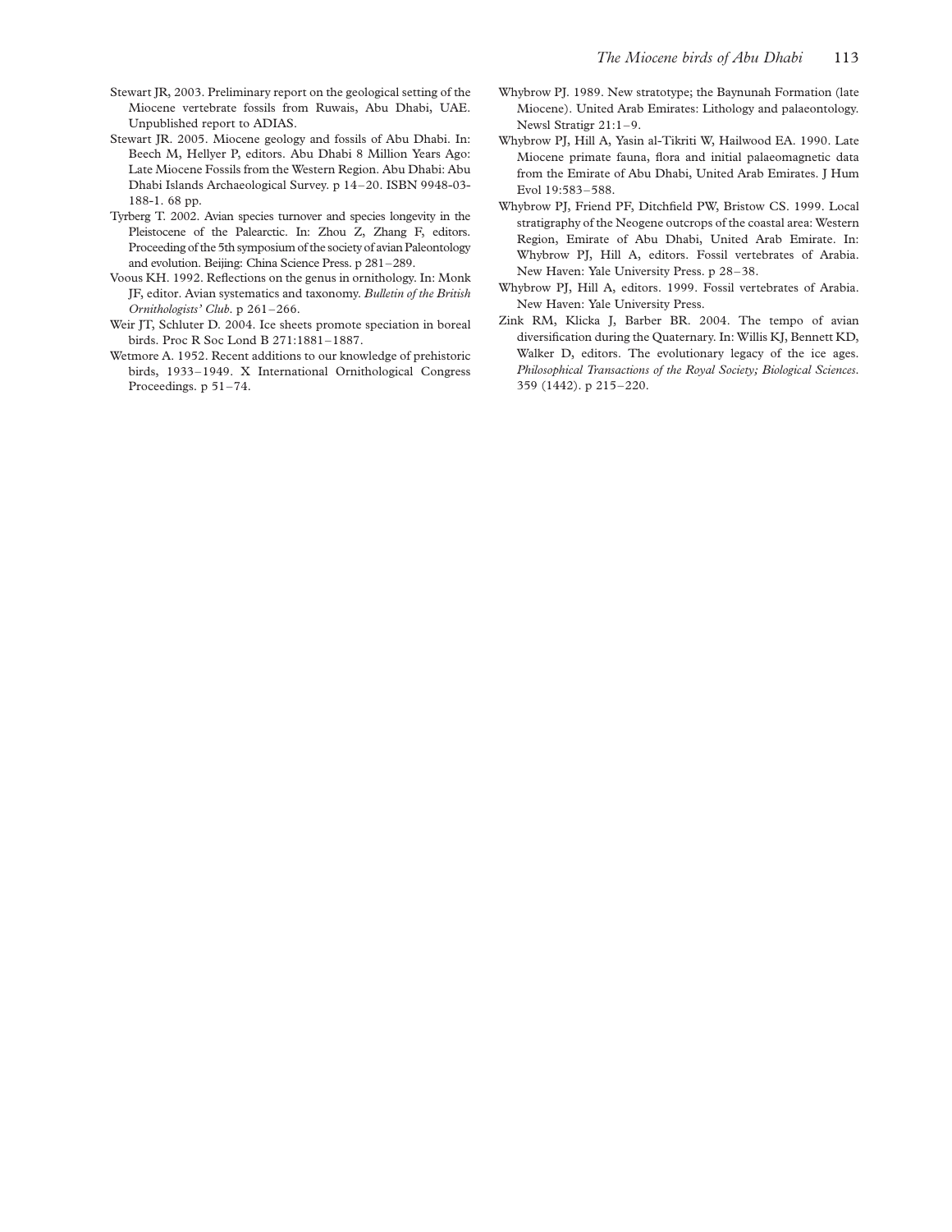Stewart JR, 2003. Preliminary report on the geological setting of the Miocene vertebrate fossils from Ruwais, Abu Dhabi, UAE. Unpublished report to ADIAS.

Stewart JR. 2005. Miocene geology and fossils of Abu Dhabi. In: Beech M, Hellyer P, editors. Abu Dhabi 8 Million Years Ago: Late Miocene Fossils from the Western Region. Abu Dhabi: Abu Dhabi Islands Archaeological Survey. p 14–20. ISBN 9948-03-188-1. 68 pp.

Tyrberg T. 2002. Avian species turnover and species longevity in the Pleistocene of the Palearctic. In: Zhou Z, Zhang F, editors. Proceeding of the 5th symposium of the society of avian Paleontology and evolution. Beijing: China Science Press. p 281–289.

Voous KH. 1992. Reflections on the genus in ornithology. In: Monk JF, editor. Avian systematics and taxonomy. *Bulletin of the British Ornithologists' Club*. p 261–266.

Weir JT, Schluter D. 2004. Ice sheets promote speciation in boreal birds. Proc R Soc Lond B 271:1881–1887.

Wetmore A. 1952. Recent additions to our knowledge of prehistoric birds, 1933–1949. X International Ornithological Congress Proceedings. p 51–74.

Whybrow PJ. 1989. New stratotype; the Baynunah Formation (late Miocene). United Arab Emirates: Lithology and palaeontology. Newsl Stratigr 21:1–9.

Whybrow PJ, Hill A, Yasin al-Tikriti W, Hailwood EA. 1990. Late Miocene primate fauna, flora and initial palaeomagnetic data from the Emirate of Abu Dhabi, United Arab Emirates. J Hum Evol 19:583–588.

Whybrow PJ, Friend PF, Ditchfield PW, Bristow CS. 1999. Local stratigraphy of the Neogene outcrops of the coastal area: Western Region, Emirate of Abu Dhabi, United Arab Emirate. In: Whybrow PJ, Hill A, editors. Fossil vertebrates of Arabia. New Haven: Yale University Press. p 28–38.

Whybrow PJ, Hill A, editors. 1999. Fossil vertebrates of Arabia. New Haven: Yale University Press.

Zink RM, Klicka J, Barber BR. 2004. The tempo of avian diversification during the Quaternary. In: Willis KJ, Bennett KD, Walker D, editors. The evolutionary legacy of the ice ages. *Philosophical Transactions of the Royal Society; Biological Sciences*. 359 (1442). p 215–220.